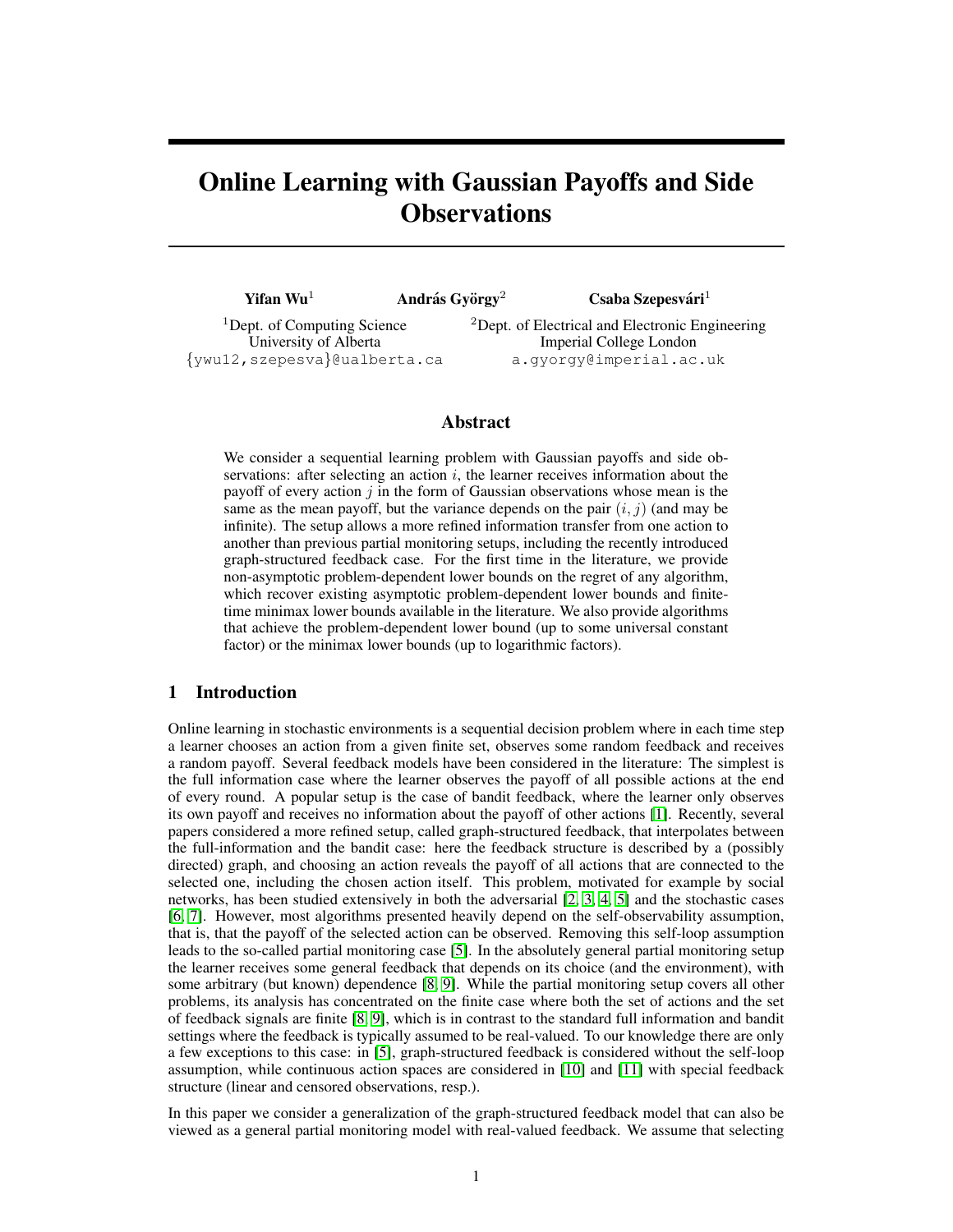# Online Learning with Gaussian Payoffs and Side Observations

**Yifan Wu**[1] **András György**[2] **Csaba Szepesvári**[1]

[1]Dept. of Computing Science, University of Alberta
{ywu12,szepesva}@ualberta.ca

[2]Dept. of Electrical and Electronic Engineering, Imperial College London
a.gyorgy@imperial.ac.uk

## Abstract

We consider a sequential learning problem with Gaussian payoffs and side observations: after selecting an action $i$, the learner receives information about the payoff of every action $j$ in the form of Gaussian observations whose mean is the same as the mean payoff, but the variance depends on the pair $(i, j)$ (and may be infinite). The setup allows a more refined information transfer from one action to another than previous partial monitoring setups, including the recently introduced graph-structured feedback case. For the first time in the literature, we provide non-asymptotic problem-dependent lower bounds on the regret of any algorithm, which recover existing asymptotic problem-dependent lower bounds and finite-time minimax lower bounds available in the literature. We also provide algorithms that achieve the problem-dependent lower bound (up to some universal constant factor) or the minimax lower bounds (up to logarithmic factors).

## 1 Introduction

Online learning in stochastic environments is a sequential decision problem where in each time step a learner chooses an action from a given finite set, observes some random feedback and receives a random payoff. Several feedback models have been considered in the literature: The simplest is the full information case where the learner observes the payoff of all possible actions at the end of every round. A popular setup is the case of bandit feedback, where the learner only observes its own payoff and receives no information about the payoff of other actions [1]. Recently, several papers considered a more refined setup, called graph-structured feedback, that interpolates between the full-information and the bandit case: here the feedback structure is described by a (possibly directed) graph, and choosing an action reveals the payoff of all actions that are connected to the selected one, including the chosen action itself. This problem, motivated for example by social networks, has been studied extensively in both the adversarial [2, 3, 4, 5] and the stochastic cases [6, 7]. However, most algorithms presented heavily depend on the self-observability assumption, that is, that the payoff of the selected action can be observed. Removing this self-loop assumption leads to the so-called partial monitoring case [5]. In the absolutely general partial monitoring setup the learner receives some general feedback that depends on its choice (and the environment), with some arbitrary (but known) dependence [8, 9]. While the partial monitoring setup covers all other problems, its analysis has concentrated on the finite case where both the set of actions and the set of feedback signals are finite [8, 9], which is in contrast to the standard full information and bandit settings where the feedback is typically assumed to be real-valued. To our knowledge there are only a few exceptions to this case: in [5], graph-structured feedback is considered without the self-loop assumption, while continuous action spaces are considered in [10] and [11] with special feedback structure (linear and censored observations, resp.).

In this paper we consider a generalization of the graph-structured feedback model that can also be viewed as a general partial monitoring model with real-valued feedback. We assume that selecting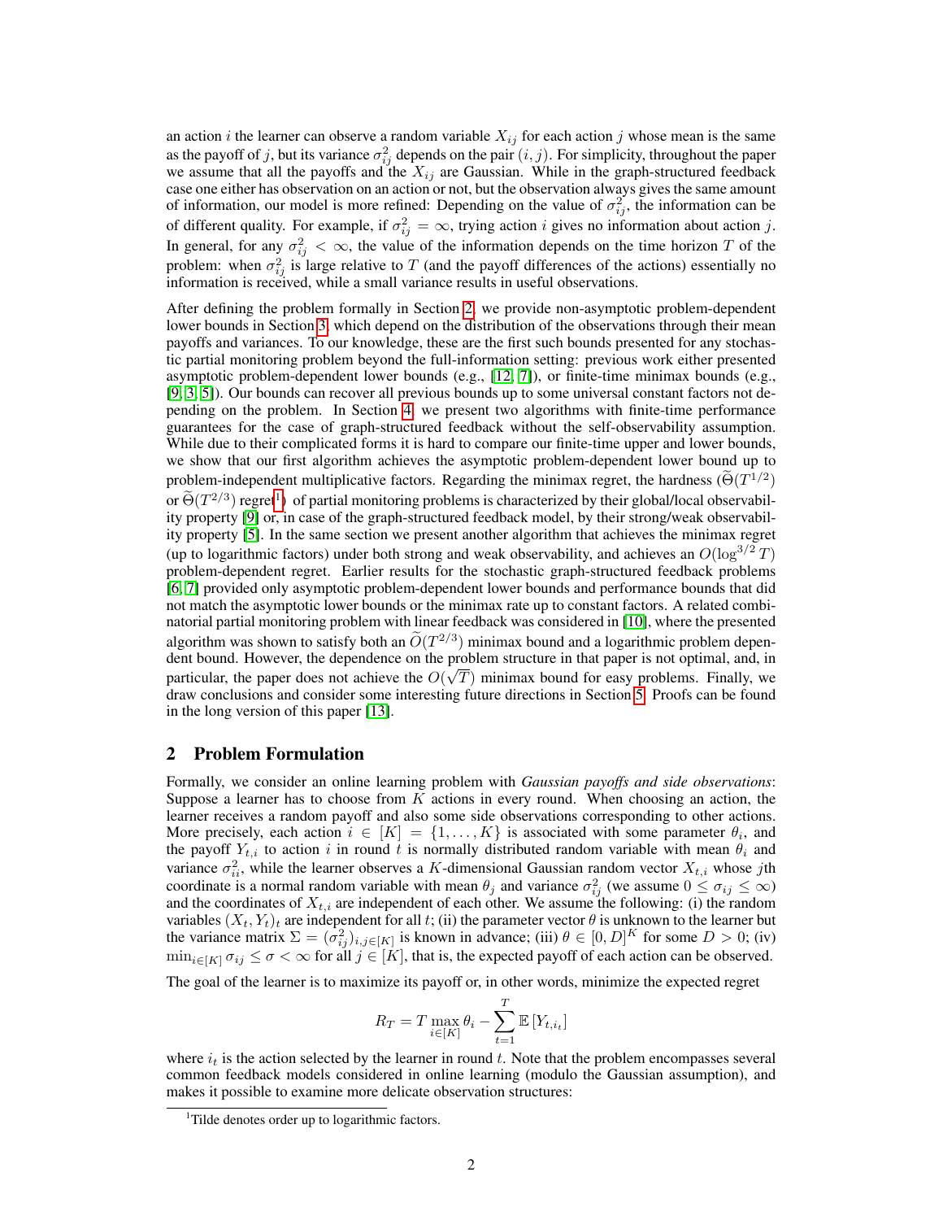an action $i$ the learner can observe a random variable $X_{ij}$ for each action $j$ whose mean is the same as the payoff of $j$, but its variance $\sigma_{ij}^2$ depends on the pair $(i, j)$. For simplicity, throughout the paper we assume that all the payoffs and the $X_{ij}$ are Gaussian. While in the graph-structured feedback case one either has observation on an action or not, but the observation always gives the same amount of information, our model is more refined: Depending on the value of $\sigma_{ij}^2$, the information can be of different quality. For example, if $\sigma_{ij}^2 = \infty$, trying action $i$ gives no information about action $j$. In general, for any $\sigma_{ij}^2 < \infty$, the value of the information depends on the time horizon $T$ of the problem: when $\sigma_{ij}^2$ is large relative to $T$ (and the payoff differences of the actions) essentially no information is received, while a small variance results in useful observations.

After defining the problem formally in Section 2, we provide non-asymptotic problem-dependent lower bounds in Section 3, which depend on the distribution of the observations through their mean payoffs and variances. To our knowledge, these are the first such bounds presented for any stochastic partial monitoring problem beyond the full-information setting: previous work either presented asymptotic problem-dependent lower bounds (e.g., [12, 7]), or finite-time minimax bounds (e.g., [9, 3, 5]). Our bounds can recover all previous bounds up to some universal constant factors not depending on the problem. In Section 4, we present two algorithms with finite-time performance guarantees for the case of graph-structured feedback without the self-observability assumption. While due to their complicated forms it is hard to compare our finite-time upper and lower bounds, we show that our first algorithm achieves the asymptotic problem-dependent lower bound up to problem-independent multiplicative factors. Regarding the minimax regret, the hardness ($\widetilde{\Theta}(T^{1/2})$ or $\widetilde{\Theta}(T^{2/3})$ regret[1]) of partial monitoring problems is characterized by their global/local observability property [9] or, in case of the graph-structured feedback model, by their strong/weak observability property [5]. In the same section we present another algorithm that achieves the minimax regret (up to logarithmic factors) under both strong and weak observability, and achieves an $O(\log^{3/2} T)$ problem-dependent regret. Earlier results for the stochastic graph-structured feedback problems [6, 7] provided only asymptotic problem-dependent lower bounds and performance bounds that did not match the asymptotic lower bounds or the minimax rate up to constant factors. A related combinatorial partial monitoring problem with linear feedback was considered in [10], where the presented algorithm was shown to satisfy both an $\widetilde{O}(T^{2/3})$ minimax bound and a logarithmic problem dependent bound. However, the dependence on the problem structure in that paper is not optimal, and, in particular, the paper does not achieve the $O(\sqrt{T})$ minimax bound for easy problems. Finally, we draw conclusions and consider some interesting future directions in Section 5. Proofs can be found in the long version of this paper [13].

## 2 Problem Formulation

Formally, we consider an online learning problem with *Gaussian payoffs and side observations*: Suppose a learner has to choose from $K$ actions in every round. When choosing an action, the learner receives a random payoff and also some side observations corresponding to other actions. More precisely, each action $i \in [K] = \{1, \ldots, K\}$ is associated with some parameter $\theta_i$, and the payoff $Y_{t,i}$ to action $i$ in round $t$ is normally distributed random variable with mean $\theta_i$ and variance $\sigma_{ii}^2$, while the learner observes a $K$-dimensional Gaussian random vector $X_{t,i}$ whose $j$th coordinate is a normal random variable with mean $\theta_j$ and variance $\sigma_{ij}^2$ (we assume $0 \le \sigma_{ij} \le \infty$) and the coordinates of $X_{t,i}$ are independent of each other. We assume the following: (i) the random variables $(X_t, Y_t)_t$ are independent for all $t$; (ii) the parameter vector $\theta$ is unknown to the learner but the variance matrix $\Sigma = (\sigma_{ij}^2)_{i,j \in [K]}$ is known in advance; (iii) $\theta \in [0, D]^K$ for some $D > 0$; (iv) $\min_{i \in [K]} \sigma_{ij} \le \sigma < \infty$ for all $j \in [K]$, that is, the expected payoff of each action can be observed.

The goal of the learner is to maximize its payoff or, in other words, minimize the expected regret

$$R_T = T \max_{i \in [K]} \theta_i - \sum_{t=1}^{T} \mathbb{E}\left[Y_{t,i_t}\right]$$

where $i_t$ is the action selected by the learner in round $t$. Note that the problem encompasses several common feedback models considered in online learning (modulo the Gaussian assumption), and makes it possible to examine more delicate observation structures:

[1] Tilde denotes order up to logarithmic factors.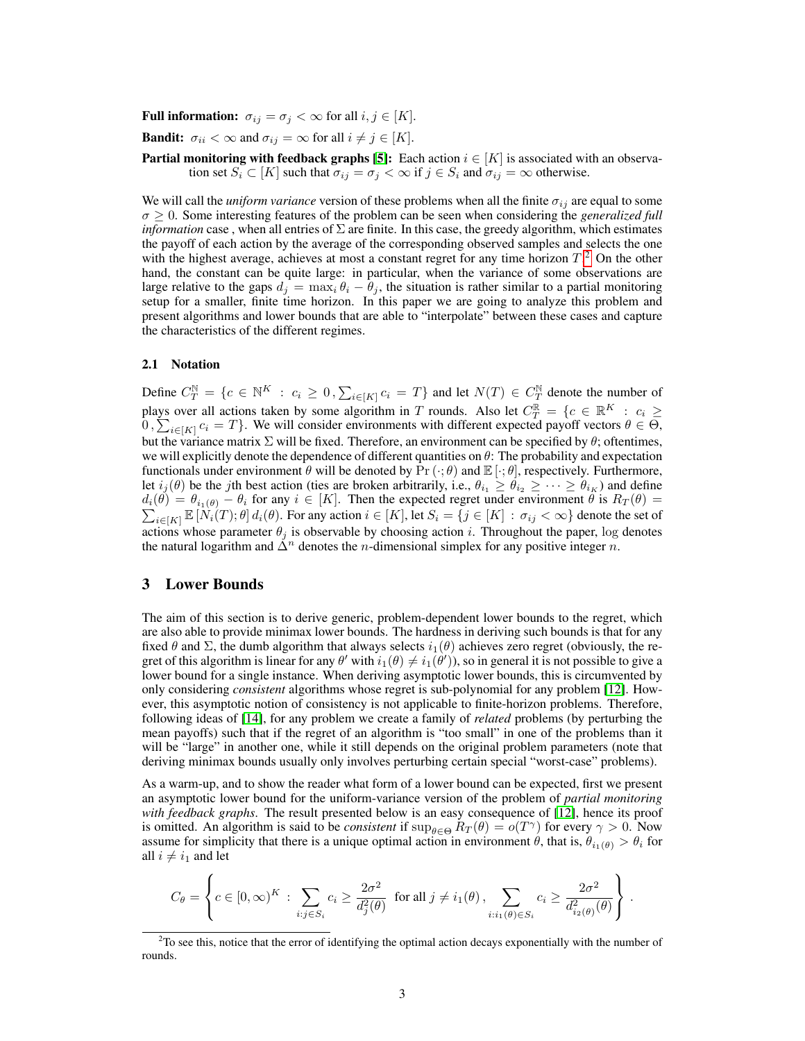**Full information:** $\sigma_{ij} = \sigma_j < \infty$ for all $i, j \in [K]$.

**Bandit:** $\sigma_{ii} < \infty$ and $\sigma_{ij} = \infty$ for all $i \neq j \in [K]$.

**Partial monitoring with feedback graphs [5]:** Each action $i \in [K]$ is associated with an observation set $S_i \subset [K]$ such that $\sigma_{ij} = \sigma_j < \infty$ if $j \in S_i$ and $\sigma_{ij} = \infty$ otherwise.

We will call the *uniform variance* version of these problems when all the finite $\sigma_{ij}$ are equal to some $\sigma \geq 0$. Some interesting features of the problem can be seen when considering the *generalized full information* case , when all entries of $\Sigma$ are finite. In this case, the greedy algorithm, which estimates the payoff of each action by the average of the corresponding observed samples and selects the one with the highest average, achieves at most a constant regret for any time horizon $T$.[2] On the other hand, the constant can be quite large: in particular, when the variance of some observations are large relative to the gaps $d_j = \max_i \theta_i - \theta_j$, the situation is rather similar to a partial monitoring setup for a smaller, finite time horizon. In this paper we are going to analyze this problem and present algorithms and lower bounds that are able to "interpolate" between these cases and capture the characteristics of the different regimes.

### 2.1 Notation

Define $C_T^{\mathbb{N}} = \{c \in \mathbb{N}^K \,:\, c_i \geq 0\,, \sum_{i \in [K]} c_i = T\}$ and let $N(T) \in C_T^{\mathbb{N}}$ denote the number of plays over all actions taken by some algorithm in $T$ rounds. Also let $C_T^{\mathbb{R}} = \{c \in \mathbb{R}^K \,:\, c_i \geq 0\,, \sum_{i \in [K]} c_i = T\}$. We will consider environments with different expected payoff vectors $\theta \in \Theta$, but the variance matrix $\Sigma$ will be fixed. Therefore, an environment can be specified by $\theta$; oftentimes, we will explicitly denote the dependence of different quantities on $\theta$: The probability and expectation functionals under environment $\theta$ will be denoted by $\Pr(\cdot; \theta)$ and $\mathbb{E}[\cdot; \theta]$, respectively. Furthermore, let $i_j(\theta)$ be the $j$th best action (ties are broken arbitrarily, i.e., $\theta_{i_1} \geq \theta_{i_2} \geq \cdots \geq \theta_{i_K}$) and define $d_i(\theta) = \theta_{i_1(\theta)} - \theta_i$ for any $i \in [K]$. Then the expected regret under environment $\theta$ is $R_T(\theta) = \sum_{i \in [K]} \mathbb{E}[N_i(T); \theta]\, d_i(\theta)$. For any action $i \in [K]$, let $S_i = \{j \in [K] \,:\, \sigma_{ij} < \infty\}$ denote the set of actions whose parameter $\theta_j$ is observable by choosing action $i$. Throughout the paper, $\log$ denotes the natural logarithm and $\Delta^n$ denotes the $n$-dimensional simplex for any positive integer $n$.

## 3 Lower Bounds

The aim of this section is to derive generic, problem-dependent lower bounds to the regret, which are also able to provide minimax lower bounds. The hardness in deriving such bounds is that for any fixed $\theta$ and $\Sigma$, the dumb algorithm that always selects $i_1(\theta)$ achieves zero regret (obviously, the regret of this algorithm is linear for any $\theta'$ with $i_1(\theta) \neq i_1(\theta')$), so in general it is not possible to give a lower bound for a single instance. When deriving asymptotic lower bounds, this is circumvented by only considering *consistent* algorithms whose regret is sub-polynomial for any problem [12]. However, this asymptotic notion of consistency is not applicable to finite-horizon problems. Therefore, following ideas of [14], for any problem we create a family of *related* problems (by perturbing the mean payoffs) such that if the regret of an algorithm is "too small" in one of the problems than it will be "large" in another one, while it still depends on the original problem parameters (note that deriving minimax bounds usually only involves perturbing certain special "worst-case" problems).

As a warm-up, and to show the reader what form of a lower bound can be expected, first we present an asymptotic lower bound for the uniform-variance version of the problem of *partial monitoring with feedback graphs*. The result presented below is an easy consequence of [12], hence its proof is omitted. An algorithm is said to be *consistent* if $\sup_{\theta \in \Theta} R_T(\theta) = o(T^\gamma)$ for every $\gamma > 0$. Now assume for simplicity that there is a unique optimal action in environment $\theta$, that is, $\theta_{i_1(\theta)} > \theta_i$ for all $i \neq i_1$ and let

$$C_\theta = \left\{ c \in [0, \infty)^K \,:\, \sum_{i: j \in S_i} c_i \geq \frac{2\sigma^2}{d_j^2(\theta)} \;\text{ for all } j \neq i_1(\theta)\,, \sum_{i: i_1(\theta) \in S_i} c_i \geq \frac{2\sigma^2}{d_{i_2(\theta)}^2(\theta)} \right\}.$$

[2] To see this, notice that the error of identifying the optimal action decays exponentially with the number of rounds.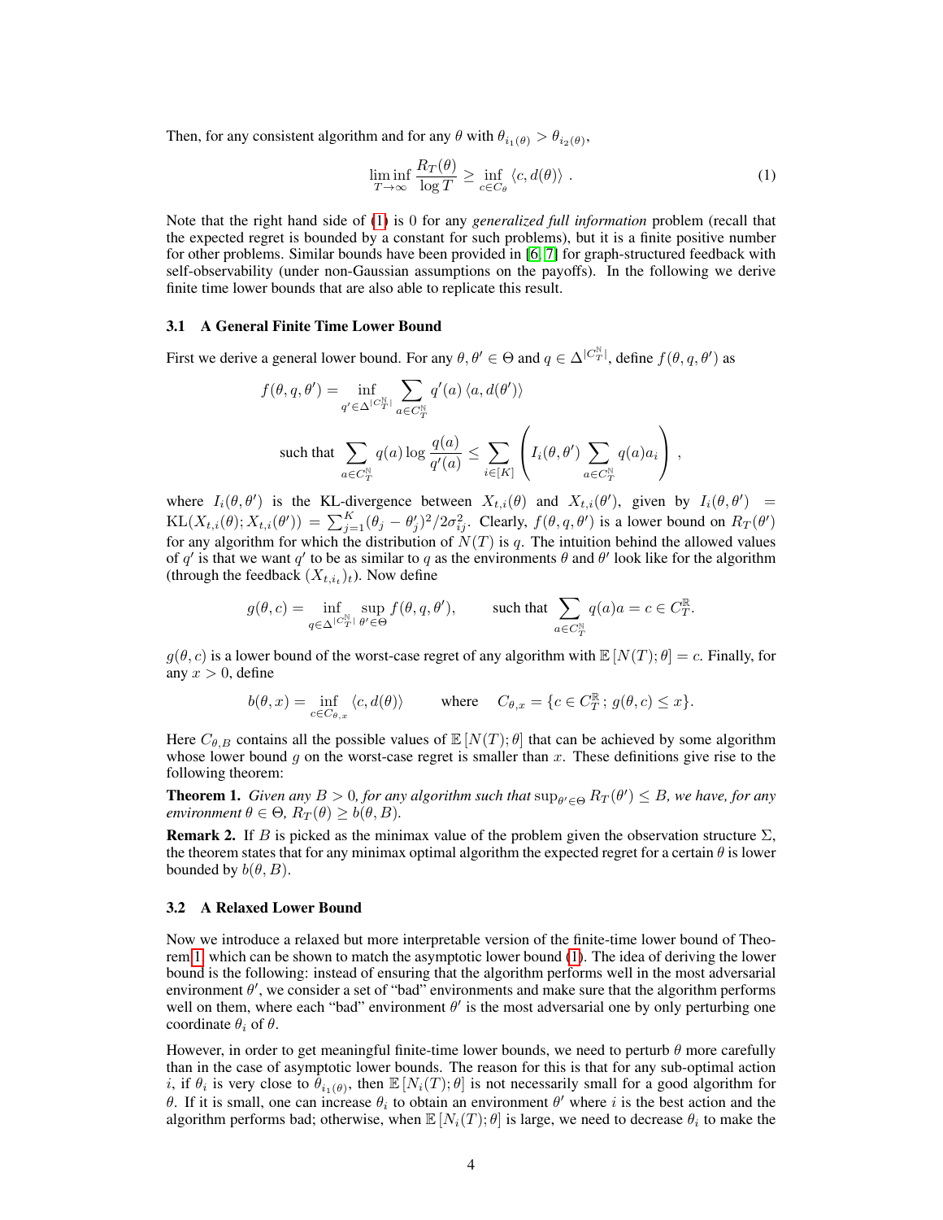Then, for any consistent algorithm and for any $\theta$ with $\theta_{i_1(\theta)} > \theta_{i_2(\theta)}$,

$$\liminf_{T\to\infty} \frac{R_T(\theta)}{\log T} \geq \inf_{c \in C_\theta} \langle c, d(\theta) \rangle \ . \tag{1}$$

Note that the right hand side of (1) is 0 for any *generalized full information* problem (recall that the expected regret is bounded by a constant for such problems), but it is a finite positive number for other problems. Similar bounds have been provided in [6, 7] for graph-structured feedback with self-observability (under non-Gaussian assumptions on the payoffs). In the following we derive finite time lower bounds that are also able to replicate this result.

### 3.1 A General Finite Time Lower Bound

First we derive a general lower bound. For any $\theta, \theta' \in \Theta$ and $q \in \Delta^{|C_T^{\mathbb{N}}|}$, define $f(\theta, q, \theta')$ as

$$f(\theta, q, \theta') = \inf_{q' \in \Delta^{|C_T^{\mathbb{N}}|}} \sum_{a \in C_T^{\mathbb{N}}} q'(a) \langle a, d(\theta') \rangle$$

$$\text{such that } \sum_{a \in C_T^{\mathbb{N}}} q(a) \log \frac{q(a)}{q'(a)} \leq \sum_{i \in [K]} \left( I_i(\theta, \theta') \sum_{a \in C_T^{\mathbb{N}}} q(a) a_i \right) ,$$

where $I_i(\theta, \theta')$ is the KL-divergence between $X_{t,i}(\theta)$ and $X_{t,i}(\theta')$, given by $I_i(\theta, \theta') = \mathrm{KL}(X_{t,i}(\theta); X_{t,i}(\theta')) = \sum_{j=1}^{K} (\theta_j - \theta'_j)^2 / 2\sigma_{ij}^2$. Clearly, $f(\theta, q, \theta')$ is a lower bound on $R_T(\theta')$ for any algorithm for which the distribution of $N(T)$ is $q$. The intuition behind the allowed values of $q'$ is that we want $q'$ to be as similar to $q$ as the environments $\theta$ and $\theta'$ look like for the algorithm (through the feedback $(X_{t,i_t})_t$). Now define

$$g(\theta, c) = \inf_{q \in \Delta^{|C_T^{\mathbb{N}}|}} \sup_{\theta' \in \Theta} f(\theta, q, \theta'), \qquad \text{such that } \sum_{a \in C_T^{\mathbb{N}}} q(a) a = c \in C_T^{\mathbb{R}}.$$

$g(\theta, c)$ is a lower bound of the worst-case regret of any algorithm with $\mathbb{E}[N(T); \theta] = c$. Finally, for any $x > 0$, define

$$b(\theta, x) = \inf_{c \in C_{\theta,x}} \langle c, d(\theta) \rangle \qquad \text{where} \quad C_{\theta,x} = \{ c \in C_T^{\mathbb{R}};\, g(\theta, c) \leq x \}.$$

Here $C_{\theta,B}$ contains all the possible values of $\mathbb{E}[N(T); \theta]$ that can be achieved by some algorithm whose lower bound $g$ on the worst-case regret is smaller than $x$. These definitions give rise to the following theorem:

**Theorem 1.** *Given any $B > 0$, for any algorithm such that $\sup_{\theta' \in \Theta} R_T(\theta') \leq B$, we have, for any environment $\theta \in \Theta$, $R_T(\theta) \geq b(\theta, B)$.*

**Remark 2.** If $B$ is picked as the minimax value of the problem given the observation structure $\Sigma$, the theorem states that for any minimax optimal algorithm the expected regret for a certain $\theta$ is lower bounded by $b(\theta, B)$.

### 3.2 A Relaxed Lower Bound

Now we introduce a relaxed but more interpretable version of the finite-time lower bound of Theorem 1, which can be shown to match the asymptotic lower bound (1). The idea of deriving the lower bound is the following: instead of ensuring that the algorithm performs well in the most adversarial environment $\theta'$, we consider a set of "bad" environments and make sure that the algorithm performs well on them, where each "bad" environment $\theta'$ is the most adversarial one by only perturbing one coordinate $\theta_i$ of $\theta$.

However, in order to get meaningful finite-time lower bounds, we need to perturb $\theta$ more carefully than in the case of asymptotic lower bounds. The reason for this is that for any sub-optimal action $i$, if $\theta_i$ is very close to $\theta_{i_1(\theta)}$, then $\mathbb{E}[N_i(T); \theta]$ is not necessarily small for a good algorithm for $\theta$. If it is small, one can increase $\theta_i$ to obtain an environment $\theta'$ where $i$ is the best action and the algorithm performs bad; otherwise, when $\mathbb{E}[N_i(T); \theta]$ is large, we need to decrease $\theta_i$ to make the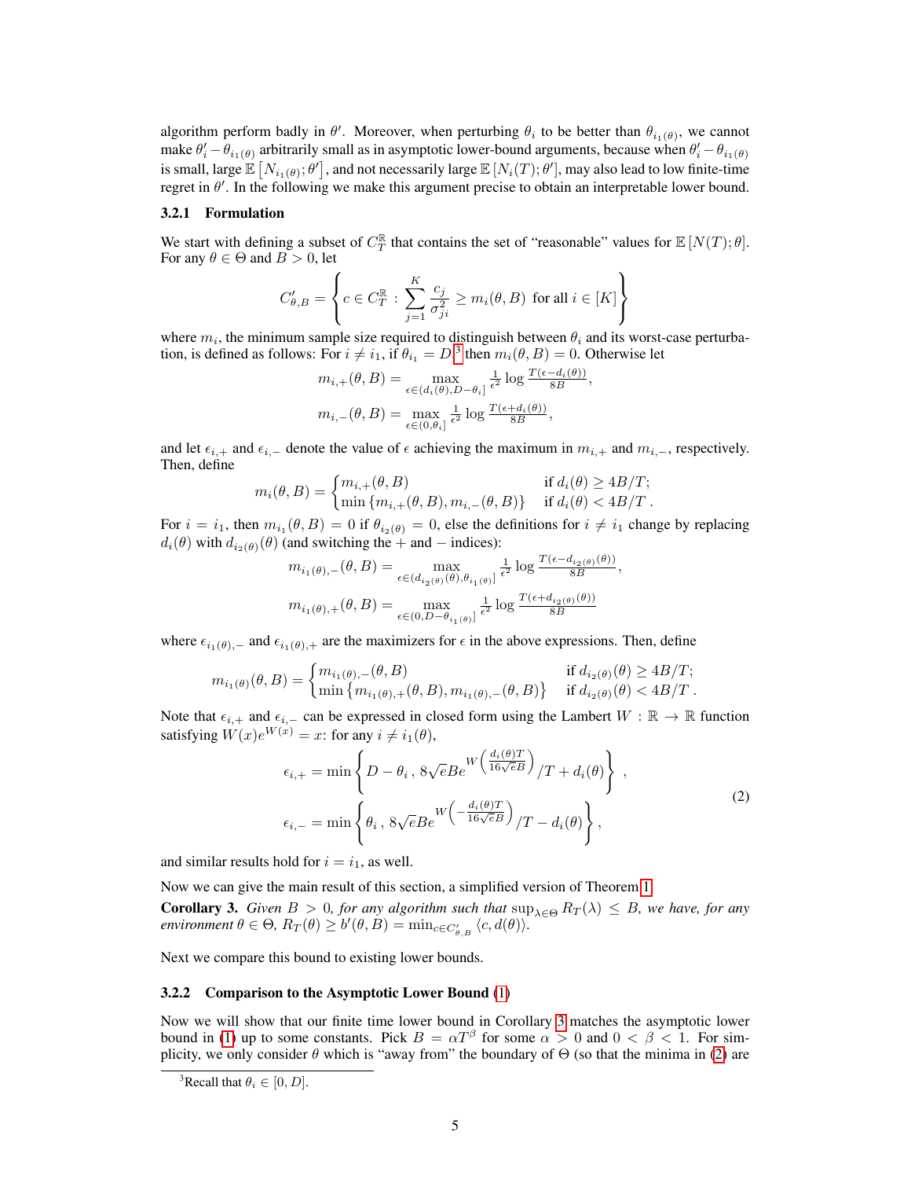algorithm perform badly in $\theta'$. Moreover, when perturbing $\theta_i$ to be better than $\theta_{i_1(\theta)}$, we cannot make $\theta'_i - \theta_{i_1(\theta)}$ arbitrarily small as in asymptotic lower-bound arguments, because when $\theta'_i - \theta_{i_1(\theta)}$ is small, large $\mathbb{E}\left[N_{i_1(\theta)}; \theta'\right]$, and not necessarily large $\mathbb{E}\left[N_i(T); \theta'\right]$, may also lead to low finite-time regret in $\theta'$. In the following we make this argument precise to obtain an interpretable lower bound.

### 3.2.1 Formulation

We start with defining a subset of $C_T^{\mathbb{R}}$ that contains the set of "reasonable" values for $\mathbb{E}\left[N(T); \theta\right]$. For any $\theta \in \Theta$ and $B > 0$, let

$$C'_{\theta,B} = \left\{ c \in C_T^{\mathbb{R}} : \sum_{j=1}^{K} \frac{c_j}{\sigma_{ji}^2} \geq m_i(\theta, B) \text{ for all } i \in [K] \right\}$$

where $m_i$, the minimum sample size required to distinguish between $\theta_i$ and its worst-case perturbation, is defined as follows: For $i \neq i_1$, if $\theta_{i_1} = D$,[3] then $m_i(\theta, B) = 0$. Otherwise let

$$m_{i,+}(\theta, B) = \max_{\epsilon \in (d_i(\theta), D - \theta_i]} \tfrac{1}{\epsilon^2} \log \tfrac{T(\epsilon - d_i(\theta))}{8B},$$

$$m_{i,-}(\theta, B) = \max_{\epsilon \in (0, \theta_i]} \tfrac{1}{\epsilon^2} \log \tfrac{T(\epsilon + d_i(\theta))}{8B},$$

and let $\epsilon_{i,+}$ and $\epsilon_{i,-}$ denote the value of $\epsilon$ achieving the maximum in $m_{i,+}$ and $m_{i,-}$, respectively. Then, define

$$m_i(\theta, B) = \begin{cases} m_{i,+}(\theta, B) & \text{if } d_i(\theta) \geq 4B/T; \\ \min\left\{m_{i,+}(\theta, B), m_{i,-}(\theta, B)\right\} & \text{if } d_i(\theta) < 4B/T\,. \end{cases}$$

For $i = i_1$, then $m_{i_1}(\theta, B) = 0$ if $\theta_{i_2(\theta)} = 0$, else the definitions for $i \neq i_1$ change by replacing $d_i(\theta)$ with $d_{i_2(\theta)}(\theta)$ (and switching the $+$ and $-$ indices):

$$m_{i_1(\theta),-}(\theta, B) = \max_{\epsilon \in (d_{i_2(\theta)}(\theta), \theta_{i_1(\theta)}]} \tfrac{1}{\epsilon^2} \log \tfrac{T(\epsilon - d_{i_2(\theta)}(\theta))}{8B},$$

$$m_{i_1(\theta),+}(\theta, B) = \max_{\epsilon \in (0, D - \theta_{i_1(\theta)}]} \tfrac{1}{\epsilon^2} \log \tfrac{T(\epsilon + d_{i_2(\theta)}(\theta))}{8B}$$

where $\epsilon_{i_1(\theta),-}$ and $\epsilon_{i_1(\theta),+}$ are the maximizers for $\epsilon$ in the above expressions. Then, define

$$m_{i_1(\theta)}(\theta, B) = \begin{cases} m_{i_1(\theta),-}(\theta, B) & \text{if } d_{i_2(\theta)}(\theta) \geq 4B/T; \\ \min\left\{m_{i_1(\theta),+}(\theta, B), m_{i_1(\theta),-}(\theta, B)\right\} & \text{if } d_{i_2(\theta)}(\theta) < 4B/T\,. \end{cases}$$

Note that $\epsilon_{i,+}$ and $\epsilon_{i,-}$ can be expressed in closed form using the Lambert $W : \mathbb{R} \to \mathbb{R}$ function satisfying $W(x)e^{W(x)} = x$: for any $i \neq i_1(\theta)$,

$$\begin{aligned} \epsilon_{i,+} &= \min\left\{ D - \theta_i\,,\; 8\sqrt{e}Be^{W\left(\frac{d_i(\theta)T}{16\sqrt{e}B}\right)}/T + d_i(\theta) \right\}\,, \\ \epsilon_{i,-} &= \min\left\{ \theta_i\,,\; 8\sqrt{e}Be^{W\left(-\frac{d_i(\theta)T}{16\sqrt{e}B}\right)}/T - d_i(\theta) \right\}, \end{aligned} \tag{2}$$

and similar results hold for $i = i_1$, as well.

Now we can give the main result of this section, a simplified version of Theorem 1.

**Corollary 3.** *Given $B > 0$, for any algorithm such that $\sup_{\lambda \in \Theta} R_T(\lambda) \leq B$, we have, for any environment $\theta \in \Theta$, $R_T(\theta) \geq b'(\theta, B) = \min_{c \in C'_{\theta,B}} \langle c, d(\theta) \rangle$.*

Next we compare this bound to existing lower bounds.

### 3.2.2 Comparison to the Asymptotic Lower Bound (1)

Now we will show that our finite time lower bound in Corollary 3 matches the asymptotic lower bound in (1) up to some constants. Pick $B = \alpha T^{\beta}$ for some $\alpha > 0$ and $0 < \beta < 1$. For simplicity, we only consider $\theta$ which is "away from" the boundary of $\Theta$ (so that the minima in (2) are

[3] Recall that $\theta_i \in [0, D]$.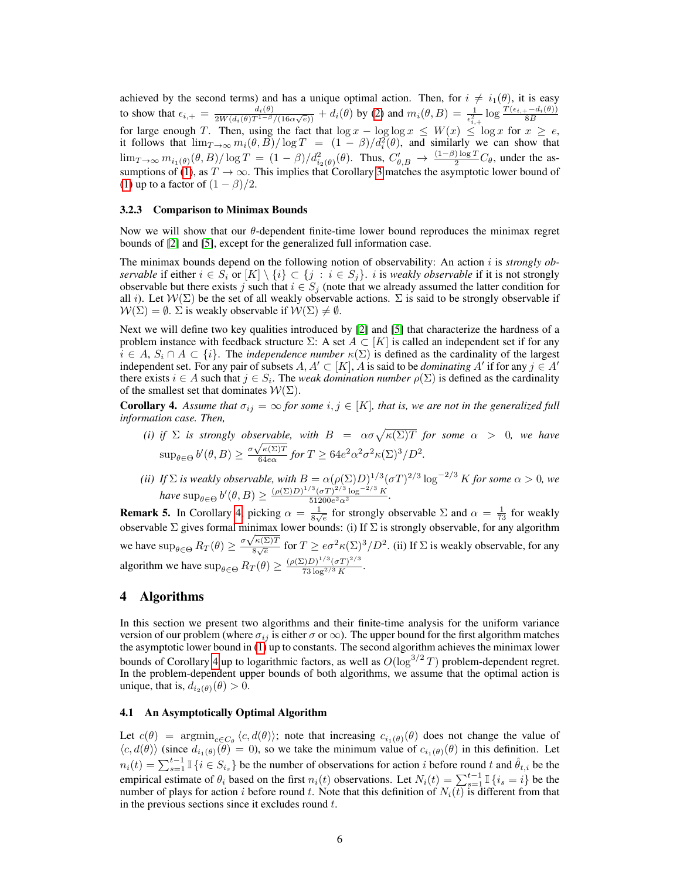achieved by the second terms) and has a unique optimal action. Then, for $i \neq i_1(\theta)$, it is easy to show that $\epsilon_{i,+} = \frac{d_i(\theta)}{2W(d_i(\theta)T^{1-\beta}/(16\alpha\sqrt{e}))} + d_i(\theta)$ by (2) and $m_i(\theta, B) = \frac{1}{\epsilon_{i,+}^2} \log \frac{T(\epsilon_{i,+} - d_i(\theta))}{8B}$ for large enough $T$. Then, using the fact that $\log x - \log\log x \leq W(x) \leq \log x$ for $x \geq e$, it follows that $\lim_{T\to\infty} m_i(\theta, B)/\log T = (1-\beta)/d_i^2(\theta)$, and similarly we can show that $\lim_{T\to\infty} m_{i_1(\theta)}(\theta, B)/\log T = (1-\beta)/d_{i_2(\theta)}^2(\theta)$. Thus, $C'_{\theta,B} \to \frac{(1-\beta)\log T}{2} C_\theta$, under the assumptions of (1), as $T \to \infty$. This implies that Corollary 3 matches the asymptotic lower bound of (1) up to a factor of $(1-\beta)/2$.

### 3.2.3 Comparison to Minimax Bounds

Now we will show that our $\theta$-dependent finite-time lower bound reproduces the minimax regret bounds of [2] and [5], except for the generalized full information case.

The minimax bounds depend on the following notion of observability: An action $i$ is *strongly observable* if either $i \in S_i$ or $[K] \setminus \{i\} \subset \{j : i \in S_j\}$. $i$ is *weakly observable* if it is not strongly observable but there exists $j$ such that $i \in S_j$ (note that we already assumed the latter condition for all $i$). Let $\mathcal{W}(\Sigma)$ be the set of all weakly observable actions. $\Sigma$ is said to be strongly observable if $\mathcal{W}(\Sigma) = \emptyset$. $\Sigma$ is weakly observable if $\mathcal{W}(\Sigma) \neq \emptyset$.

Next we will define two key qualities introduced by [2] and [5] that characterize the hardness of a problem instance with feedback structure $\Sigma$: A set $A \subset [K]$ is called an independent set if for any $i \in A$, $S_i \cap A \subset \{i\}$. The *independence number* $\kappa(\Sigma)$ is defined as the cardinality of the largest independent set. For any pair of subsets $A, A' \subset [K]$, $A$ is said to be *dominating* $A'$ if for any $j \in A'$ there exists $i \in A$ such that $j \in S_i$. The *weak domination number* $\rho(\Sigma)$ is defined as the cardinality of the smallest set that dominates $\mathcal{W}(\Sigma)$.

**Corollary 4.** *Assume that $\sigma_{ij} = \infty$ for some $i, j \in [K]$, that is, we are not in the generalized full information case. Then,*

- *(i) if $\Sigma$ is strongly observable, with $B = \alpha\sigma\sqrt{\kappa(\Sigma)T}$ for some $\alpha > 0$, we have $\sup_{\theta\in\Theta} b'(\theta, B) \geq \frac{\sigma\sqrt{\kappa(\Sigma)T}}{64e\alpha}$ for $T \geq 64e^2\alpha^2\sigma^2\kappa(\Sigma)^3/D^2$.*
- *(ii) If $\Sigma$ is weakly observable, with $B = \alpha(\rho(\Sigma)D)^{1/3}(\sigma T)^{2/3}\log^{-2/3} K$ for some $\alpha > 0$, we have $\sup_{\theta\in\Theta} b'(\theta, B) \geq \frac{(\rho(\Sigma)D)^{1/3}(\sigma T)^{2/3}\log^{-2/3} K}{51200e^2\alpha^2}$.*

**Remark 5.** In Corollary 4, picking $\alpha = \frac{1}{8\sqrt{e}}$ for strongly observable $\Sigma$ and $\alpha = \frac{1}{73}$ for weakly observable $\Sigma$ gives formal minimax lower bounds: (i) If $\Sigma$ is strongly observable, for any algorithm we have $\sup_{\theta\in\Theta} R_T(\theta) \geq \frac{\sigma\sqrt{\kappa(\Sigma)T}}{8\sqrt{e}}$ for $T \geq e\sigma^2\kappa(\Sigma)^3/D^2$. (ii) If $\Sigma$ is weakly observable, for any algorithm we have $\sup_{\theta\in\Theta} R_T(\theta) \geq \frac{(\rho(\Sigma)D)^{1/3}(\sigma T)^{2/3}}{73\log^{2/3} K}$.

## 4 Algorithms

In this section we present two algorithms and their finite-time analysis for the uniform variance version of our problem (where $\sigma_{ij}$ is either $\sigma$ or $\infty$). The upper bound for the first algorithm matches the asymptotic lower bound in (1) up to constants. The second algorithm achieves the minimax lower bounds of Corollary 4 up to logarithmic factors, as well as $O(\log^{3/2} T)$ problem-dependent regret. In the problem-dependent upper bounds of both algorithms, we assume that the optimal action is unique, that is, $d_{i_2(\theta)}(\theta) > 0$.

### 4.1 An Asymptotically Optimal Algorithm

Let $c(\theta) = \operatorname{argmin}_{c\in C_\theta} \langle c, d(\theta)\rangle$; note that increasing $c_{i_1(\theta)}(\theta)$ does not change the value of $\langle c, d(\theta)\rangle$ (since $d_{i_1(\theta)}(\theta) = 0$), so we take the minimum value of $c_{i_1(\theta)}(\theta)$ in this definition. Let $n_i(t) = \sum_{s=1}^{t-1} \mathbb{I}\{i \in S_{i_s}\}$ be the number of observations for action $i$ before round $t$ and $\hat{\theta}_{t,i}$ be the empirical estimate of $\theta_i$ based on the first $n_i(t)$ observations. Let $N_i(t) = \sum_{s=1}^{t-1} \mathbb{I}\{i_s = i\}$ be the number of plays for action $i$ before round $t$. Note that this definition of $N_i(t)$ is different from that in the previous sections since it excludes round $t$.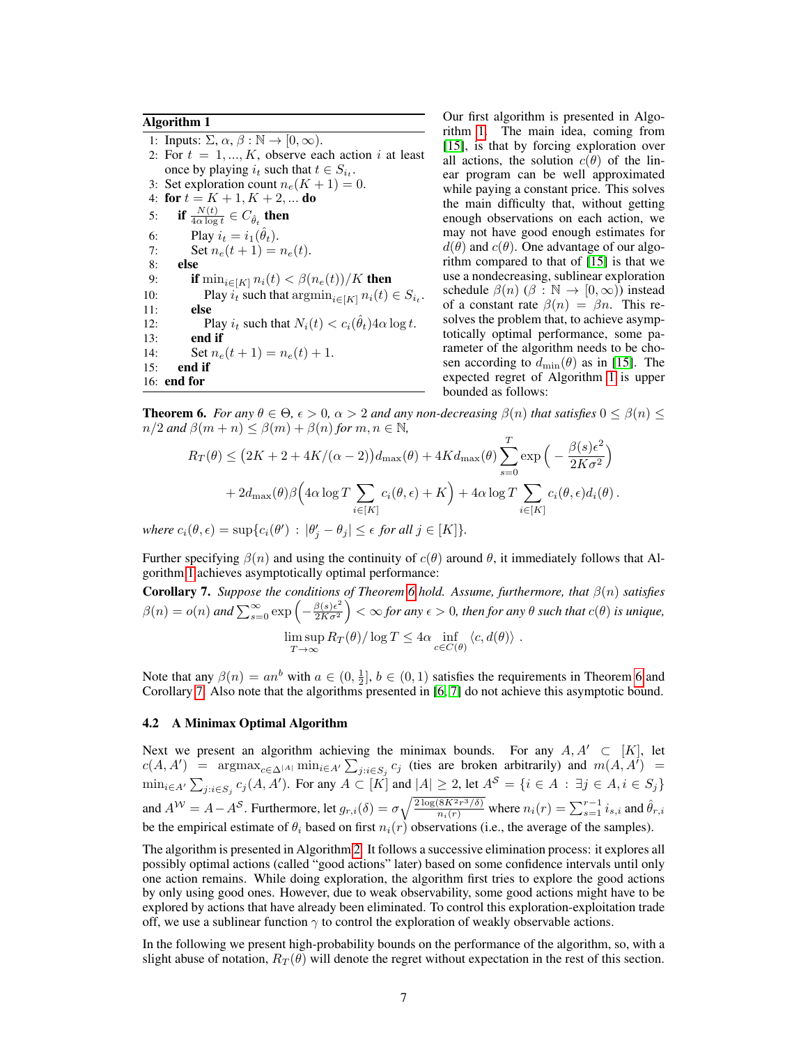**Algorithm 1**

```
1:  Inputs: Σ, α, β : ℕ → [0, ∞).
2:  For t = 1, ..., K, observe each action i at least
    once by playing i_t such that t ∈ S_{i_t}.
3:  Set exploration count n_e(K + 1) = 0.
4:  for t = K + 1, K + 2, ... do
5:    if N(t)/(4α log t) ∈ C_{θ̂_t} then
6:      Play i_t = i_1(θ̂_t).
7:      Set n_e(t + 1) = n_e(t).
8:    else
9:      if min_{i∈[K]} n_i(t) < β(n_e(t))/K then
10:       Play i_t such that argmin_{i∈[K]} n_i(t) ∈ S_{i_t}.
11:     else
12:       Play i_t such that N_i(t) < c_i(θ̂_t) 4α log t.
13:     end if
14:     Set n_e(t + 1) = n_e(t) + 1.
15:   end if
16: end for
```

Our first algorithm is presented in Algorithm 1. The main idea, coming from [15], is that by forcing exploration over all actions, the solution $c(\theta)$ of the linear program can be well approximated while paying a constant price. This solves the main difficulty that, without getting enough observations on each action, we may not have good enough estimates for $d(\theta)$ and $c(\theta)$. One advantage of our algorithm compared to that of [15] is that we use a nondecreasing, sublinear exploration schedule $\beta(n)$ ($\beta : \mathbb{N} \to [0, \infty)$) instead of a constant rate $\beta(n) = \beta n$. This resolves the problem that, to achieve asymptotically optimal performance, some parameter of the algorithm needs to be chosen according to $d_{\min}(\theta)$ as in [15]. The expected regret of Algorithm 1 is upper bounded as follows:

**Theorem 6.** *For any $\theta \in \Theta$, $\epsilon > 0$, $\alpha > 2$ and any non-decreasing $\beta(n)$ that satisfies $0 \le \beta(n) \le n/2$ and $\beta(m+n) \le \beta(m) + \beta(n)$ for $m, n \in \mathbb{N}$,*

$$R_T(\theta) \le \big(2K + 2 + 4K/(\alpha-2)\big) d_{\max}(\theta) + 4K d_{\max}(\theta) \sum_{s=0}^{T} \exp\Big(-\frac{\beta(s)\epsilon^2}{2K\sigma^2}\Big) + 2d_{\max}(\theta)\beta\Big(4\alpha \log T \sum_{i\in[K]} c_i(\theta,\epsilon) + K\Big) + 4\alpha \log T \sum_{i\in[K]} c_i(\theta,\epsilon) d_i(\theta)\,.$$

*where $c_i(\theta, \epsilon) = \sup\{c_i(\theta') : |\theta'_j - \theta_j| \le \epsilon$ for all $j \in [K]\}$.*

Further specifying $\beta(n)$ and using the continuity of $c(\theta)$ around $\theta$, it immediately follows that Algorithm 1 achieves asymptotically optimal performance:

**Corollary 7.** *Suppose the conditions of Theorem 6 hold. Assume, furthermore, that $\beta(n)$ satisfies $\beta(n) = o(n)$ and $\sum_{s=0}^{\infty} \exp\Big(-\frac{\beta(s)\epsilon^2}{2K\sigma^2}\Big) < \infty$ for any $\epsilon > 0$, then for any $\theta$ such that $c(\theta)$ is unique,*

$$\limsup_{T\to\infty} R_T(\theta)/\log T \le 4\alpha \inf_{c\in C(\theta)} \langle c, d(\theta)\rangle\ .$$

Note that any $\beta(n) = an^b$ with $a \in (0, \frac{1}{2}]$, $b \in (0, 1)$ satisfies the requirements in Theorem 6 and Corollary 7. Also note that the algorithms presented in [6, 7] do not achieve this asymptotic bound.

### 4.2 A Minimax Optimal Algorithm

Next we present an algorithm achieving the minimax bounds. For any $A, A' \subset [K]$, let $c(A, A') = \operatorname{argmax}_{c\in\Delta^{|A|}} \min_{i\in A'} \sum_{j:i\in S_j} c_j$ (ties are broken arbitrarily) and $m(A, A') = \min_{i\in A'} \sum_{j:i\in S_j} c_j(A, A')$. For any $A \subset [K]$ and $|A| \ge 2$, let $A^{\mathcal{S}} = \{i \in A : \exists j \in A, i \in S_j\}$ and $A^{\mathcal{W}} = A - A^{\mathcal{S}}$. Furthermore, let $g_{r,i}(\delta) = \sigma\sqrt{\frac{2\log(8K^2r^3/\delta)}{n_i(r)}}$ where $n_i(r) = \sum_{s=1}^{r-1} i_{s,i}$ and $\hat{\theta}_{r,i}$ be the empirical estimate of $\theta_i$ based on first $n_i(r)$ observations (i.e., the average of the samples).

The algorithm is presented in Algorithm 2. It follows a successive elimination process: it explores all possibly optimal actions (called "good actions" later) based on some confidence intervals until only one action remains. While doing exploration, the algorithm first tries to explore the good actions by only using good ones. However, due to weak observability, some good actions might have to be explored by actions that have already been eliminated. To control this exploration-exploitation trade off, we use a sublinear function $\gamma$ to control the exploration of weakly observable actions.

In the following we present high-probability bounds on the performance of the algorithm, so, with a slight abuse of notation, $R_T(\theta)$ will denote the regret without expectation in the rest of this section.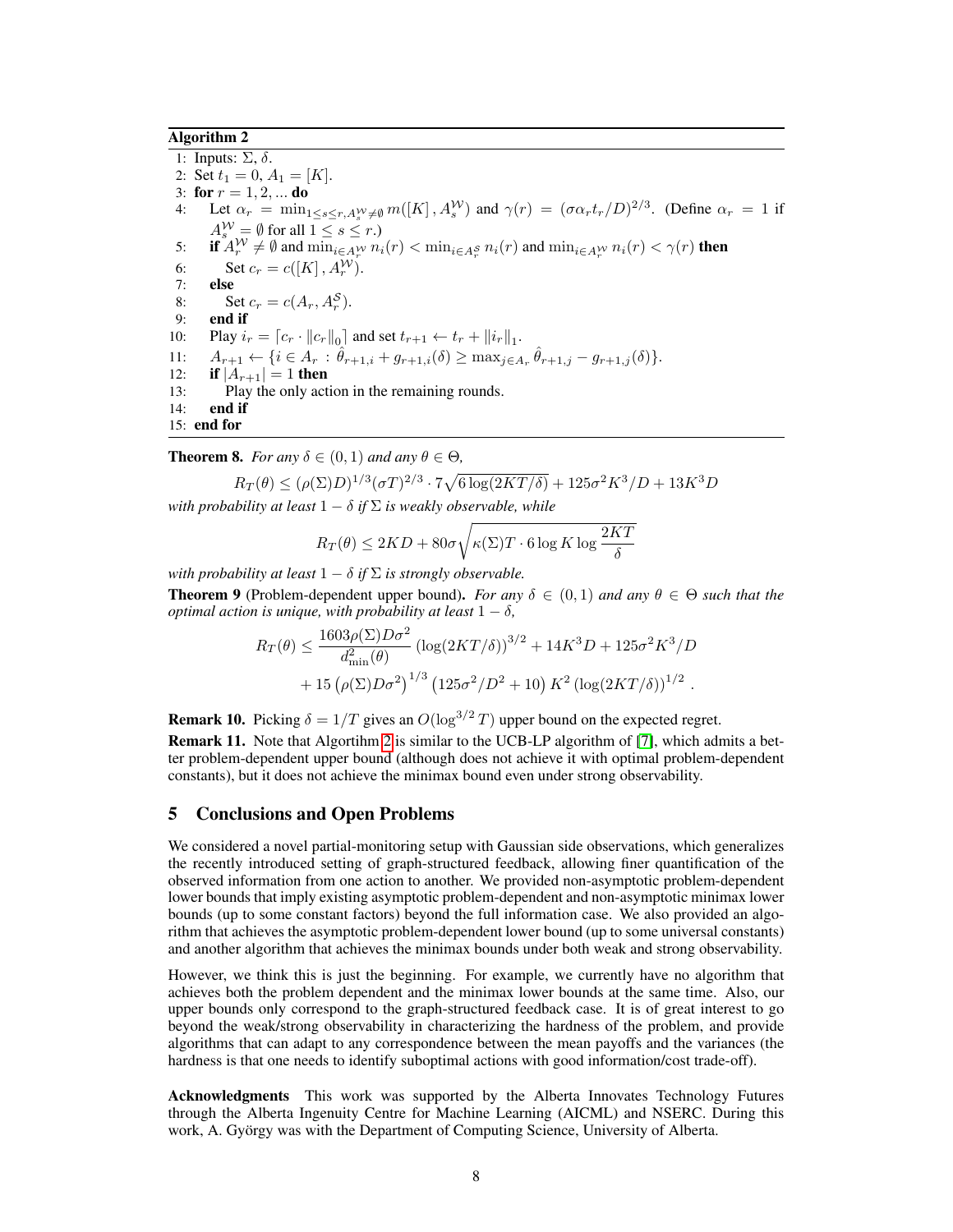**Algorithm 2**

```
1:  Inputs: Σ, δ.
2:  Set t_1 = 0, A_1 = [K].
3:  for r = 1, 2, ... do
4:      Let α_r = min_{1≤s≤r, A_s^W ≠ ∅} m([K], A_s^W) and γ(r) = (σ α_r t_r / D)^{2/3}. (Define α_r = 1 if
        A_s^W = ∅ for all 1 ≤ s ≤ r.)
5:      if A_r^W ≠ ∅ and min_{i∈A_r^W} n_i(r) < min_{i∈A_r^S} n_i(r) and min_{i∈A_r^W} n_i(r) < γ(r) then
6:          Set c_r = c([K], A_r^W).
7:      else
8:          Set c_r = c(A_r, A_r^S).
9:      end if
10:     Play i_r = ⌈c_r · ‖c_r‖_0⌉ and set t_{r+1} ← t_r + ‖i_r‖_1.
11:     A_{r+1} ← {i ∈ A_r : θ̂_{r+1,i} + g_{r+1,i}(δ) ≥ max_{j∈A_r} θ̂_{r+1,j} − g_{r+1,j}(δ)}.
12:     if |A_{r+1}| = 1 then
13:         Play the only action in the remaining rounds.
14:     end if
15: end for
```

**Theorem 8.** *For any $\delta \in (0, 1)$ and any $\theta \in \Theta$,*

$$R_T(\theta) \leq (\rho(\Sigma)D)^{1/3}(\sigma T)^{2/3} \cdot 7\sqrt{6\log(2KT/\delta)} + 125\sigma^2 K^3/D + 13K^3 D$$

*with probability at least $1-\delta$ if $\Sigma$ is weakly observable, while*

$$R_T(\theta) \leq 2KD + 80\sigma\sqrt{\kappa(\Sigma)T \cdot 6\log K \log\frac{2KT}{\delta}}$$

*with probability at least $1-\delta$ if $\Sigma$ is strongly observable.*

**Theorem 9** (Problem-dependent upper bound)**.** *For any $\delta \in (0, 1)$ and any $\theta \in \Theta$ such that the optimal action is unique, with probability at least $1-\delta$,*

$$R_T(\theta) \leq \frac{1603\rho(\Sigma)D\sigma^2}{d_{\min}^2(\theta)}\left(\log(2KT/\delta)\right)^{3/2} + 14K^3 D + 125\sigma^2 K^3/D$$
$$+ 15\left(\rho(\Sigma)D\sigma^2\right)^{1/3}\left(125\sigma^2/D^2 + 10\right)K^2\left(\log(2KT/\delta)\right)^{1/2}.$$

**Remark 10.** Picking $\delta = 1/T$ gives an $O(\log^{3/2} T)$ upper bound on the expected regret.

**Remark 11.** Note that Algorithm 2 is similar to the UCB-LP algorithm of [7], which admits a better problem-dependent upper bound (although does not achieve it with optimal problem-dependent constants), but it does not achieve the minimax bound even under strong observability.

## 5 Conclusions and Open Problems

We considered a novel partial-monitoring setup with Gaussian side observations, which generalizes the recently introduced setting of graph-structured feedback, allowing finer quantification of the observed information from one action to another. We provided non-asymptotic problem-dependent lower bounds that imply existing asymptotic problem-dependent and non-asymptotic minimax lower bounds (up to some constant factors) beyond the full information case. We also provided an algorithm that achieves the asymptotic problem-dependent lower bound (up to some universal constants) and another algorithm that achieves the minimax bounds under both weak and strong observability.

However, we think this is just the beginning. For example, we currently have no algorithm that achieves both the problem dependent and the minimax lower bounds at the same time. Also, our upper bounds only correspond to the graph-structured feedback case. It is of great interest to go beyond the weak/strong observability in characterizing the hardness of the problem, and provide algorithms that can adapt to any correspondence between the mean payoffs and the variances (the hardness is that one needs to identify suboptimal actions with good information/cost trade-off).

**Acknowledgments** This work was supported by the Alberta Innovates Technology Futures through the Alberta Ingenuity Centre for Machine Learning (AICML) and NSERC. During this work, A. György was with the Department of Computing Science, University of Alberta.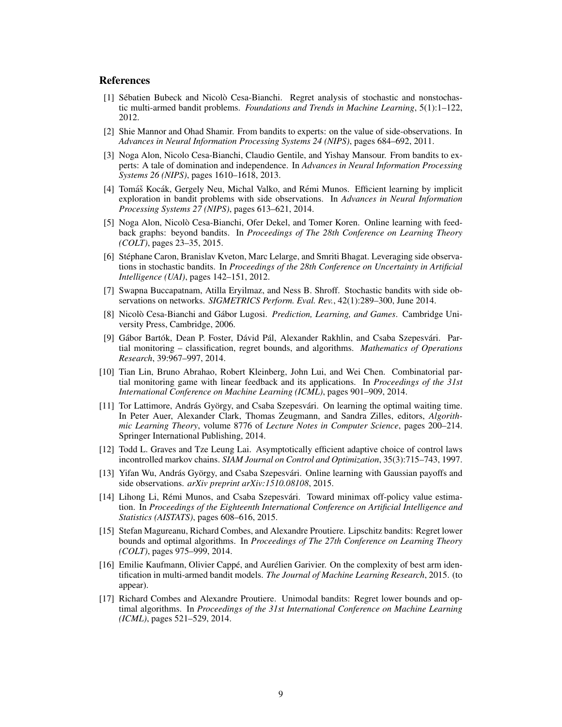## References

[1] Sébatien Bubeck and Nicolò Cesa-Bianchi. Regret analysis of stochastic and nonstochastic multi-armed bandit problems. *Foundations and Trends in Machine Learning*, 5(1):1–122, 2012.

[2] Shie Mannor and Ohad Shamir. From bandits to experts: on the value of side-observations. In *Advances in Neural Information Processing Systems 24 (NIPS)*, pages 684–692, 2011.

[3] Noga Alon, Nicolo Cesa-Bianchi, Claudio Gentile, and Yishay Mansour. From bandits to experts: A tale of domination and independence. In *Advances in Neural Information Processing Systems 26 (NIPS)*, pages 1610–1618, 2013.

[4] Tomáš Kocák, Gergely Neu, Michal Valko, and Rémi Munos. Efficient learning by implicit exploration in bandit problems with side observations. In *Advances in Neural Information Processing Systems 27 (NIPS)*, pages 613–621, 2014.

[5] Noga Alon, Nicolò Cesa-Bianchi, Ofer Dekel, and Tomer Koren. Online learning with feedback graphs: beyond bandits. In *Proceedings of The 28th Conference on Learning Theory (COLT)*, pages 23–35, 2015.

[6] Stéphane Caron, Branislav Kveton, Marc Lelarge, and Smriti Bhagat. Leveraging side observations in stochastic bandits. In *Proceedings of the 28th Conference on Uncertainty in Artificial Intelligence (UAI)*, pages 142–151, 2012.

[7] Swapna Buccapatnam, Atilla Eryilmaz, and Ness B. Shroff. Stochastic bandits with side observations on networks. *SIGMETRICS Perform. Eval. Rev.*, 42(1):289–300, June 2014.

[8] Nicolò Cesa-Bianchi and Gábor Lugosi. *Prediction, Learning, and Games*. Cambridge University Press, Cambridge, 2006.

[9] Gábor Bartók, Dean P. Foster, Dávid Pál, Alexander Rakhlin, and Csaba Szepesvári. Partial monitoring – classification, regret bounds, and algorithms. *Mathematics of Operations Research*, 39:967–997, 2014.

[10] Tian Lin, Bruno Abrahao, Robert Kleinberg, John Lui, and Wei Chen. Combinatorial partial monitoring game with linear feedback and its applications. In *Proceedings of the 31st International Conference on Machine Learning (ICML)*, pages 901–909, 2014.

[11] Tor Lattimore, András György, and Csaba Szepesvári. On learning the optimal waiting time. In Peter Auer, Alexander Clark, Thomas Zeugmann, and Sandra Zilles, editors, *Algorithmic Learning Theory*, volume 8776 of *Lecture Notes in Computer Science*, pages 200–214. Springer International Publishing, 2014.

[12] Todd L. Graves and Tze Leung Lai. Asymptotically efficient adaptive choice of control laws incontrolled markov chains. *SIAM Journal on Control and Optimization*, 35(3):715–743, 1997.

[13] Yifan Wu, András György, and Csaba Szepesvári. Online learning with Gaussian payoffs and side observations. *arXiv preprint arXiv:1510.08108*, 2015.

[14] Lihong Li, Rémi Munos, and Csaba Szepesvári. Toward minimax off-policy value estimation. In *Proceedings of the Eighteenth International Conference on Artificial Intelligence and Statistics (AISTATS)*, pages 608–616, 2015.

[15] Stefan Magureanu, Richard Combes, and Alexandre Proutiere. Lipschitz bandits: Regret lower bounds and optimal algorithms. In *Proceedings of The 27th Conference on Learning Theory (COLT)*, pages 975–999, 2014.

[16] Emilie Kaufmann, Olivier Cappé, and Aurélien Garivier. On the complexity of best arm identification in multi-armed bandit models. *The Journal of Machine Learning Research*, 2015. (to appear).

[17] Richard Combes and Alexandre Proutiere. Unimodal bandits: Regret lower bounds and optimal algorithms. In *Proceedings of the 31st International Conference on Machine Learning (ICML)*, pages 521–529, 2014.